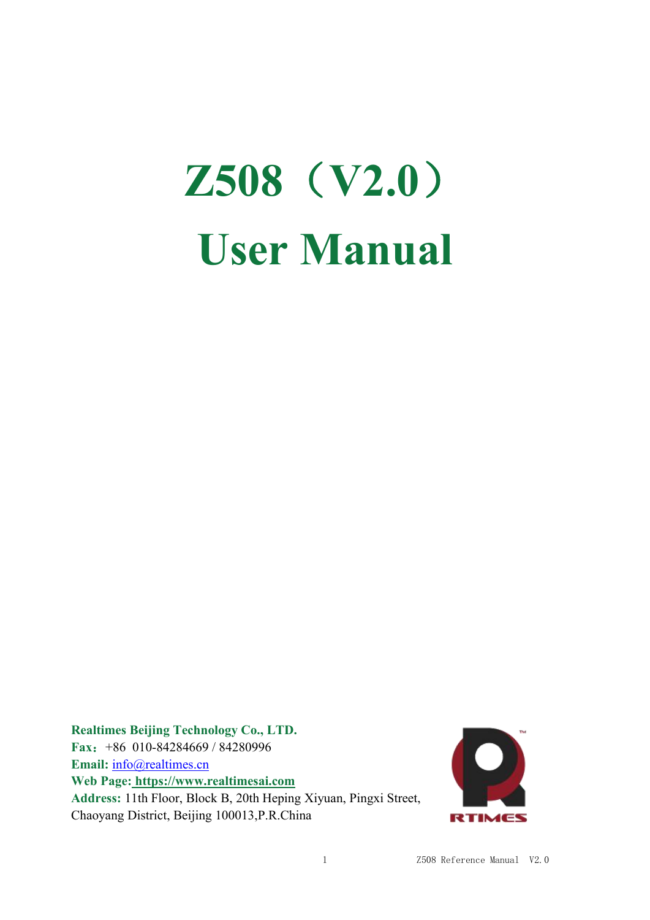# Z508（V2.0）

# User Manual

**Realtimes Beijing Technology Co., LTD.**
**Fax：**+86 010-84284669 / 84280996
**Email:** info@realtimes.cn
**Web Page:** **https://www.realtimesai.com**
**Address:** 11th Floor, Block B, 20th Heping Xiyuan, Pingxi Street, Chaoyang District, Beijing 100013,P.R.China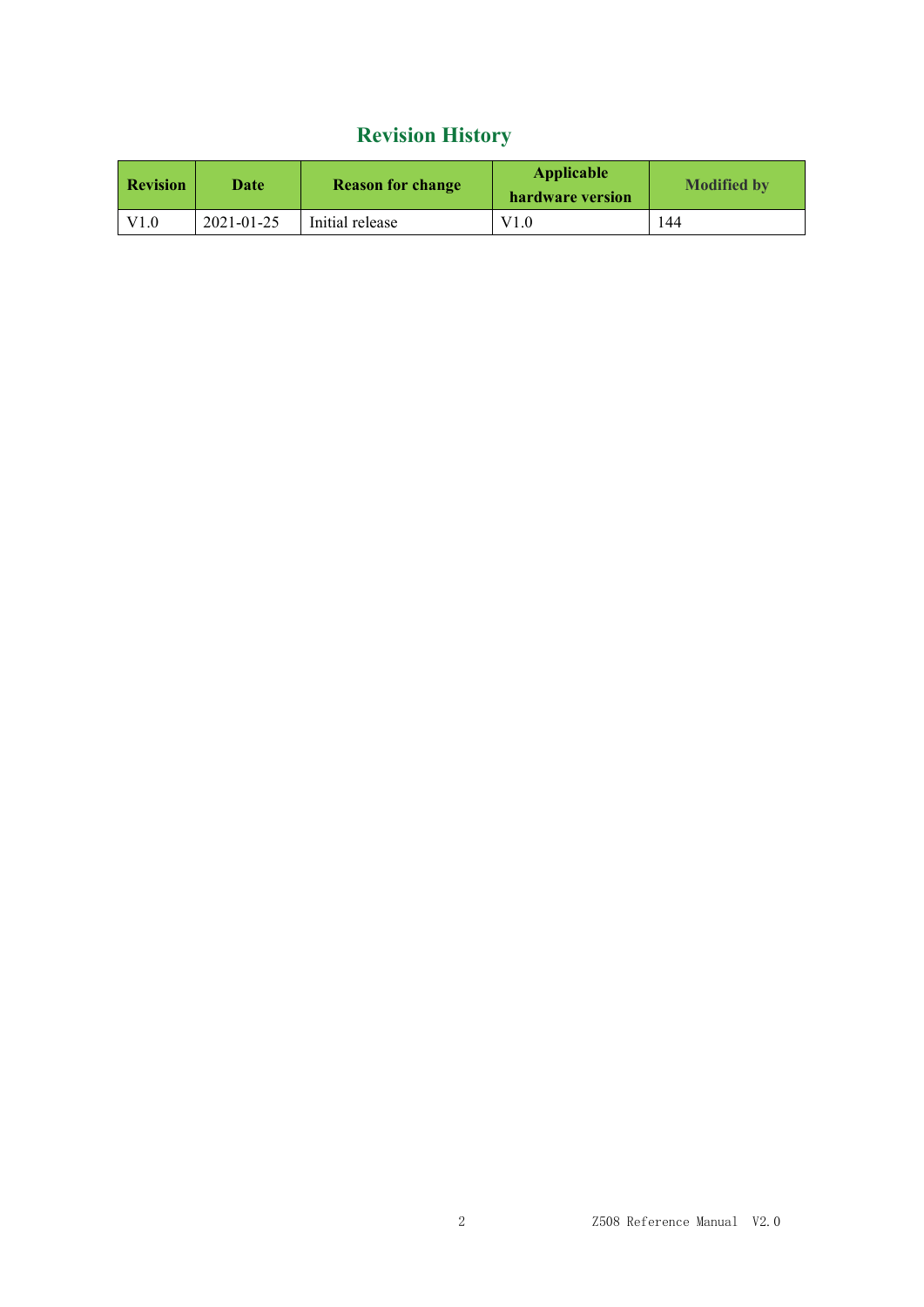# Revision History

| Revision | Date | Reason for change | Applicable hardware version | Modified by |
|---|---|---|---|---|
| V1.0 | 2021-01-25 | Initial release | V1.0 | 144 |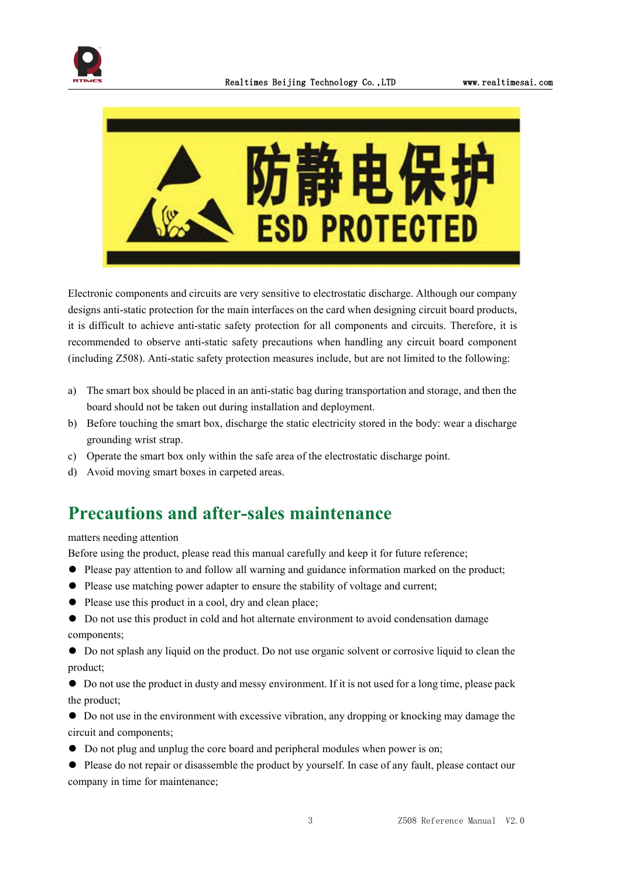Electronic components and circuits are very sensitive to electrostatic discharge. Although our company designs anti-static protection for the main interfaces on the card when designing circuit board products, it is difficult to achieve anti-static safety protection for all components and circuits. Therefore, it is recommended to observe anti-static safety precautions when handling any circuit board component (including Z508). Anti-static safety protection measures include, but are not limited to the following:

a) The smart box should be placed in an anti-static bag during transportation and storage, and then the board should not be taken out during installation and deployment.
b) Before touching the smart box, discharge the static electricity stored in the body: wear a discharge grounding wrist strap.
c) Operate the smart box only within the safe area of the electrostatic discharge point.
d) Avoid moving smart boxes in carpeted areas.

## Precautions and after-sales maintenance

matters needing attention

Before using the product, please read this manual carefully and keep it for future reference;

- Please pay attention to and follow all warning and guidance information marked on the product;
- Please use matching power adapter to ensure the stability of voltage and current;
- Please use this product in a cool, dry and clean place;
- Do not use this product in cold and hot alternate environment to avoid condensation damage components;
- Do not splash any liquid on the product. Do not use organic solvent or corrosive liquid to clean the product;
- Do not use the product in dusty and messy environment. If it is not used for a long time, please pack the product;
- Do not use in the environment with excessive vibration, any dropping or knocking may damage the circuit and components;
- Do not plug and unplug the core board and peripheral modules when power is on;
- Please do not repair or disassemble the product by yourself. In case of any fault, please contact our company in time for maintenance;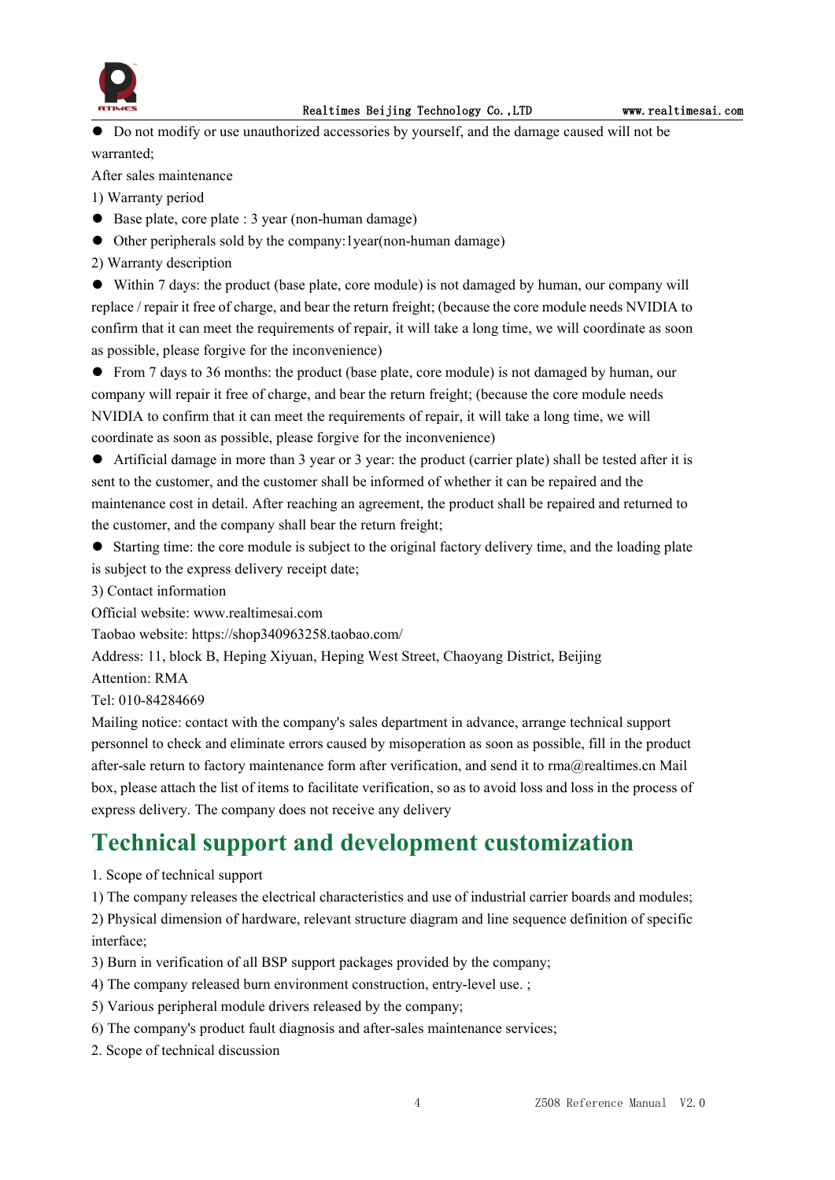- Do not modify or use unauthorized accessories by yourself, and the damage caused will not be warranted;

After sales maintenance

1) Warranty period

- Base plate, core plate : 3 year (non-human damage)
- Other peripherals sold by the company:1year(non-human damage)

2) Warranty description

- Within 7 days: the product (base plate, core module) is not damaged by human, our company will replace / repair it free of charge, and bear the return freight; (because the core module needs NVIDIA to confirm that it can meet the requirements of repair, it will take a long time, we will coordinate as soon as possible, please forgive for the inconvenience)
- From 7 days to 36 months: the product (base plate, core module) is not damaged by human, our company will repair it free of charge, and bear the return freight; (because the core module needs NVIDIA to confirm that it can meet the requirements of repair, it will take a long time, we will coordinate as soon as possible, please forgive for the inconvenience)
- Artificial damage in more than 3 year or 3 year: the product (carrier plate) shall be tested after it is sent to the customer, and the customer shall be informed of whether it can be repaired and the maintenance cost in detail. After reaching an agreement, the product shall be repaired and returned to the customer, and the company shall bear the return freight;
- Starting time: the core module is subject to the original factory delivery time, and the loading plate is subject to the express delivery receipt date;

3) Contact information

Official website: www.realtimesai.com

Taobao website: https://shop340963258.taobao.com/

Address: 11, block B, Heping Xiyuan, Heping West Street, Chaoyang District, Beijing

Attention: RMA

Tel: 010-84284669

Mailing notice: contact with the company's sales department in advance, arrange technical support personnel to check and eliminate errors caused by misoperation as soon as possible, fill in the product after-sale return to factory maintenance form after verification, and send it to rma@realtimes.cn Mail box, please attach the list of items to facilitate verification, so as to avoid loss and loss in the process of express delivery. The company does not receive any delivery

# Technical support and development customization

1. Scope of technical support

1) The company releases the electrical characteristics and use of industrial carrier boards and modules;

2) Physical dimension of hardware, relevant structure diagram and line sequence definition of specific interface;

3) Burn in verification of all BSP support packages provided by the company;

4) The company released burn environment construction, entry-level use. ;

5) Various peripheral module drivers released by the company;

6) The company's product fault diagnosis and after-sales maintenance services;

2. Scope of technical discussion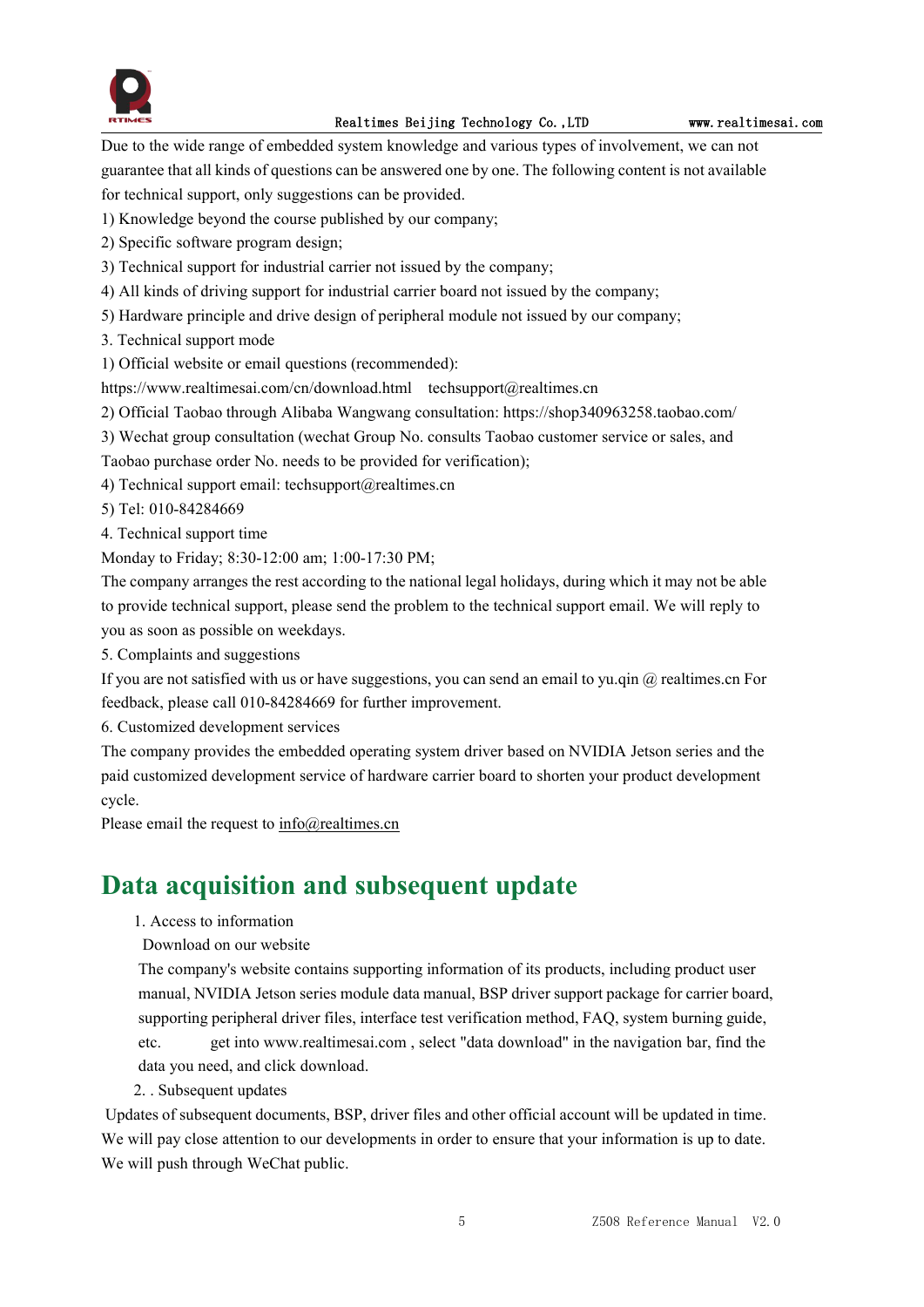Due to the wide range of embedded system knowledge and various types of involvement, we can not guarantee that all kinds of questions can be answered one by one. The following content is not available for technical support, only suggestions can be provided.

1) Knowledge beyond the course published by our company;
2) Specific software program design;
3) Technical support for industrial carrier not issued by the company;
4) All kinds of driving support for industrial carrier board not issued by the company;
5) Hardware principle and drive design of peripheral module not issued by our company;

3. Technical support mode

1) Official website or email questions (recommended):
https://www.realtimesai.com/cn/download.html   techsupport@realtimes.cn
2) Official Taobao through Alibaba Wangwang consultation: https://shop340963258.taobao.com/
3) Wechat group consultation (wechat Group No. consults Taobao customer service or sales, and Taobao purchase order No. needs to be provided for verification);
4) Technical support email: techsupport@realtimes.cn
5) Tel: 010-84284669

4. Technical support time

Monday to Friday; 8:30-12:00 am; 1:00-17:30 PM;

The company arranges the rest according to the national legal holidays, during which it may not be able to provide technical support, please send the problem to the technical support email. We will reply to you as soon as possible on weekdays.

5. Complaints and suggestions

If you are not satisfied with us or have suggestions, you can send an email to yu.qin @ realtimes.cn For feedback, please call 010-84284669 for further improvement.

6. Customized development services

The company provides the embedded operating system driver based on NVIDIA Jetson series and the paid customized development service of hardware carrier board to shorten your product development cycle.

Please email the request to info@realtimes.cn

# Data acquisition and subsequent update

1. Access to information

Download on our website

The company's website contains supporting information of its products, including product user manual, NVIDIA Jetson series module data manual, BSP driver support package for carrier board, supporting peripheral driver files, interface test verification method, FAQ, system burning guide, etc.   get into www.realtimesai.com , select "data download" in the navigation bar, find the data you need, and click download.

2. . Subsequent updates

Updates of subsequent documents, BSP, driver files and other official account will be updated in time. We will pay close attention to our developments in order to ensure that your information is up to date. We will push through WeChat public.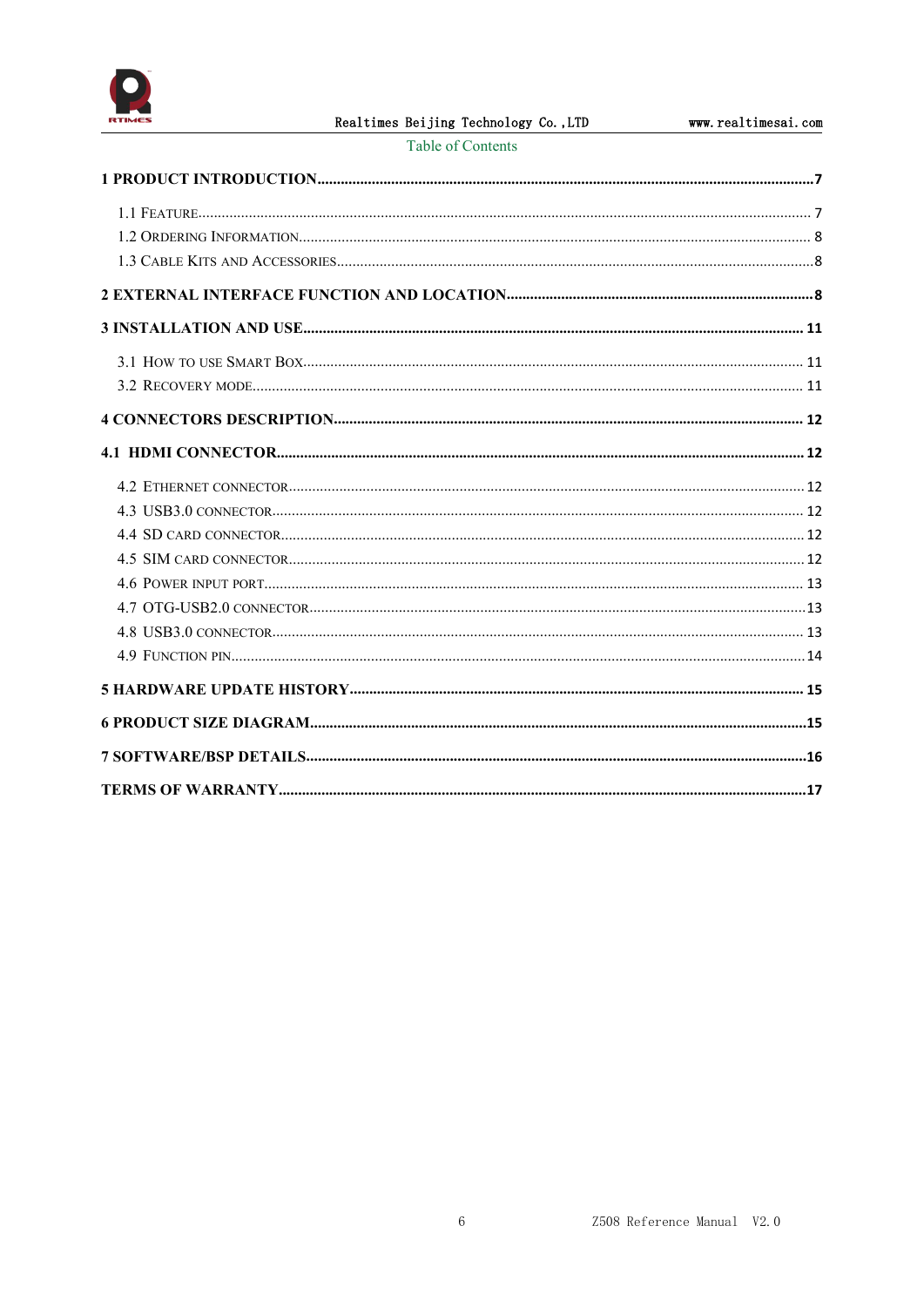Table of Contents

**1 PRODUCT INTRODUCTION....7**

1.1 FEATURE....7
1.2 ORDERING INFORMATION....8
1.3 CABLE KITS AND ACCESSORIES....8

**2 EXTERNAL INTERFACE FUNCTION AND LOCATION....8**

**3 INSTALLATION AND USE....11**

3.1 HOW TO USE SMART BOX....11
3.2 RECOVERY MODE....11

**4 CONNECTORS DESCRIPTION....12**

**4.1 HDMI CONNECTOR....12**

4.2 ETHERNET CONNECTOR....12
4.3 USB3.0 CONNECTOR....12
4.4 SD CARD CONNECTOR....12
4.5 SIM CARD CONNECTOR....12
4.6 POWER INPUT PORT....13
4.7 OTG-USB2.0 CONNECTOR....13
4.8 USB3.0 CONNECTOR....13
4.9 FUNCTION PIN....14

**5 HARDWARE UPDATE HISTORY....15**

**6 PRODUCT SIZE DIAGRAM....15**

**7 SOFTWARE/BSP DETAILS....16**

**TERMS OF WARRANTY....17**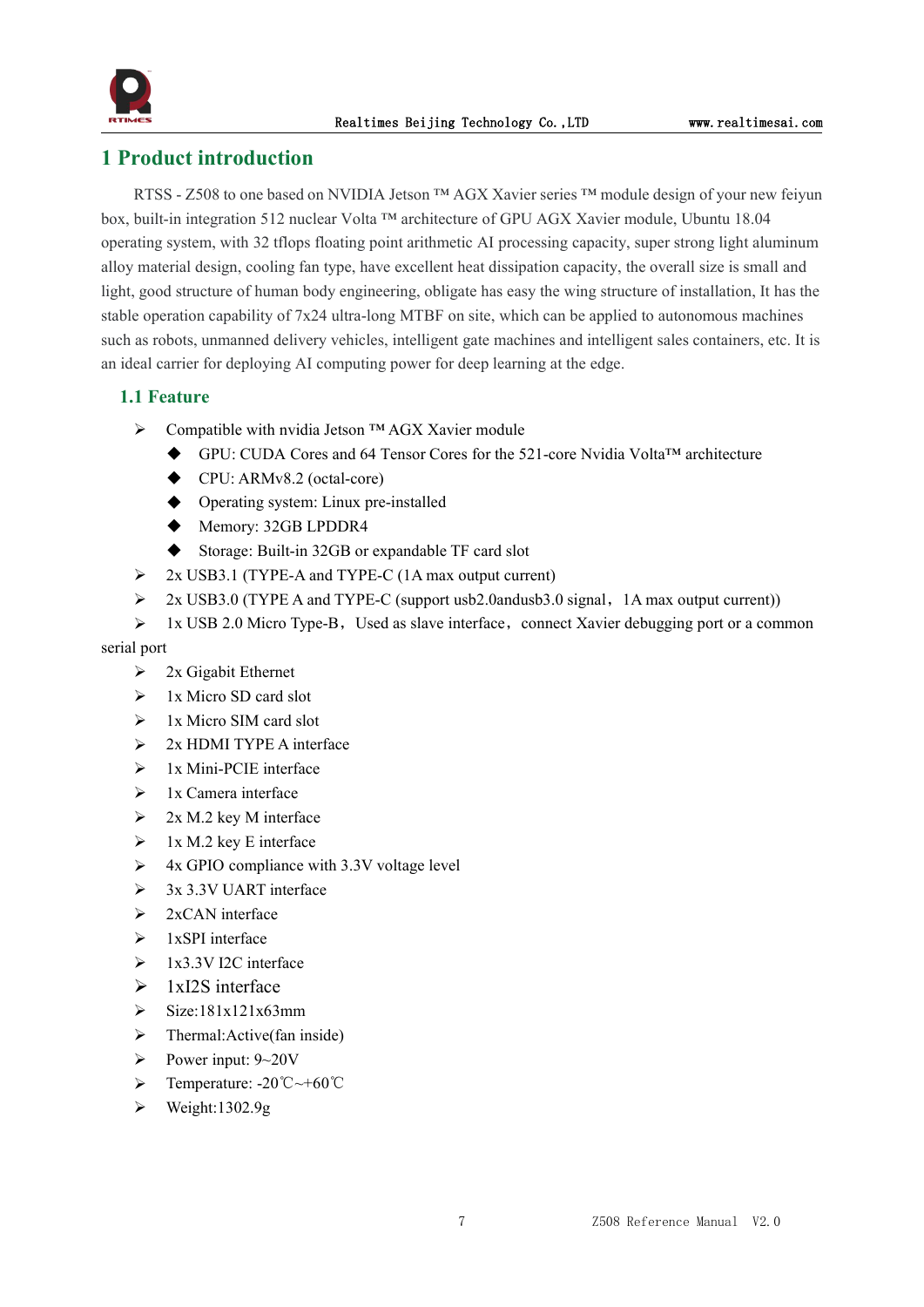# 1 Product introduction

RTSS - Z508 to one based on NVIDIA Jetson ™ AGX Xavier series ™ module design of your new feiyun box, built-in integration 512 nuclear Volta ™ architecture of GPU AGX Xavier module, Ubuntu 18.04 operating system, with 32 tflops floating point arithmetic AI processing capacity, super strong light aluminum alloy material design, cooling fan type, have excellent heat dissipation capacity, the overall size is small and light, good structure of human body engineering, obligate has easy the wing structure of installation, It has the stable operation capability of 7x24 ultra-long MTBF on site, which can be applied to autonomous machines such as robots, unmanned delivery vehicles, intelligent gate machines and intelligent sales containers, etc. It is an ideal carrier for deploying AI computing power for deep learning at the edge.

## 1.1 Feature

- Compatible with nvidia Jetson ™ AGX Xavier module
  - GPU: CUDA Cores and 64 Tensor Cores for the 521-core Nvidia Volta™ architecture
  - CPU: ARMv8.2 (octal-core)
  - Operating system: Linux pre-installed
  - Memory: 32GB LPDDR4
  - Storage: Built-in 32GB or expandable TF card slot
- 2x USB3.1 (TYPE-A and TYPE-C (1A max output current)
- 2x USB3.0 (TYPE A and TYPE-C (support usb2.0andusb3.0 signal，1A max output current))
- 1x USB 2.0 Micro Type-B，Used as slave interface，connect Xavier debugging port or a common serial port
- 2x Gigabit Ethernet
- 1x Micro SD card slot
- 1x Micro SIM card slot
- 2x HDMI TYPE A interface
- 1x Mini-PCIE interface
- 1x Camera interface
- 2x M.2 key M interface
- 1x M.2 key E interface
- 4x GPIO compliance with 3.3V voltage level
- 3x 3.3V UART interface
- 2xCAN interface
- 1xSPI interface
- 1x3.3V I2C interface
- 1xI2S interface
- Size:181x121x63mm
- Thermal:Active(fan inside)
- Power input: 9~20V
- Temperature: -20℃~+60℃
- Weight:1302.9g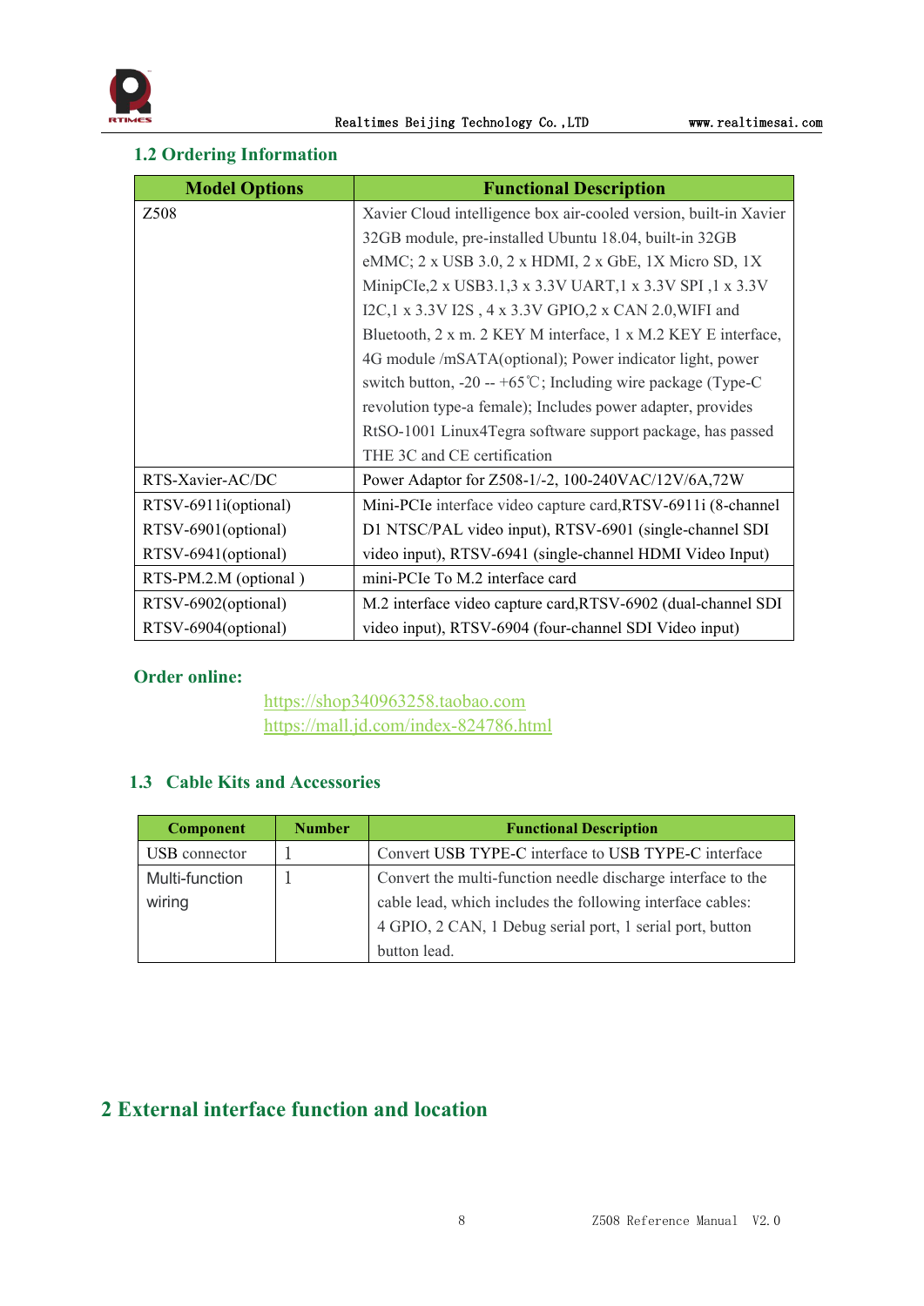## 1.2 Ordering Information

| Model Options | Functional Description |
|---|---|
| Z508 | Xavier Cloud intelligence box air-cooled version, built-in Xavier 32GB module, pre-installed Ubuntu 18.04, built-in 32GB eMMC; 2 x USB 3.0, 2 x HDMI, 2 x GbE, 1X Micro SD, 1X MinipCIe,2 x USB3.1,3 x 3.3V UART,1 x 3.3V SPI ,1 x 3.3V I2C,1 x 3.3V I2S , 4 x 3.3V GPIO,2 x CAN 2.0,WIFI and Bluetooth, 2 x m. 2 KEY M interface, 1 x M.2 KEY E interface, 4G module /mSATA(optional); Power indicator light, power switch button, -20 -- +65℃; Including wire package (Type-C revolution type-a female); Includes power adapter, provides RtSO-1001 Linux4Tegra software support package, has passed THE 3C and CE certification |
| RTS-Xavier-AC/DC | Power Adaptor for Z508-1/-2, 100-240VAC/12V/6A,72W |
| RTSV-6911i(optional)<br>RTSV-6901(optional)<br>RTSV-6941(optional) | Mini-PCIe interface video capture card,RTSV-6911i (8-channel D1 NTSC/PAL video input), RTSV-6901 (single-channel SDI video input), RTSV-6941 (single-channel HDMI Video Input) |
| RTS-PM.2.M (optional ) | mini-PCIe To M.2 interface card |
| RTSV-6902(optional)<br>RTSV-6904(optional) | M.2 interface video capture card,RTSV-6902 (dual-channel SDI video input), RTSV-6904 (four-channel SDI Video input) |

**Order online:**

https://shop340963258.taobao.com
https://mall.jd.com/index-824786.html

## 1.3 Cable Kits and Accessories

| Component | Number | Functional Description |
|---|---|---|
| USB connector | 1 | Convert USB TYPE-C interface to USB TYPE-C interface |
| Multi-function wiring | 1 | Convert the multi-function needle discharge interface to the cable lead, which includes the following interface cables: 4 GPIO, 2 CAN, 1 Debug serial port, 1 serial port, button button lead. |

# 2 External interface function and location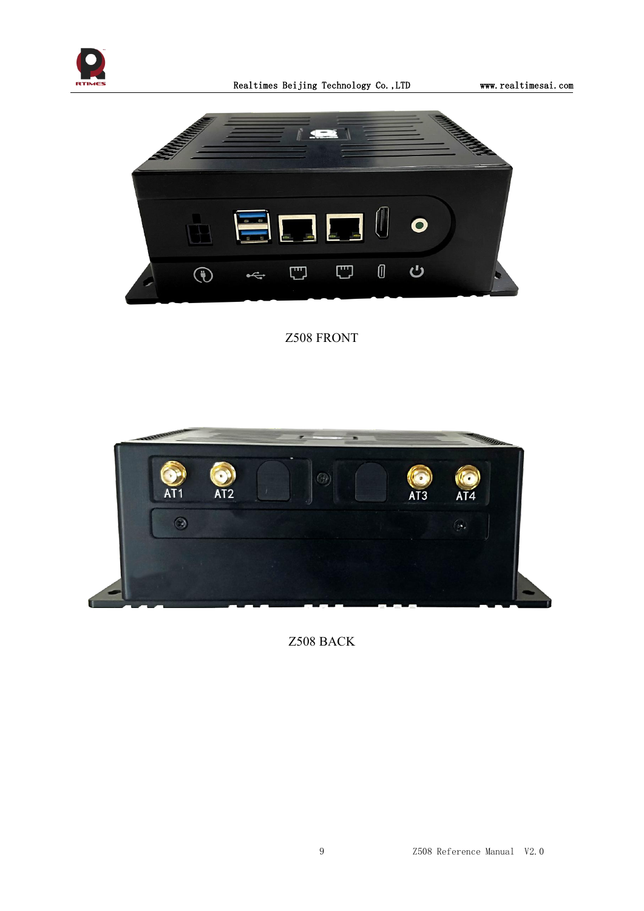Z508 FRONT

Z508 BACK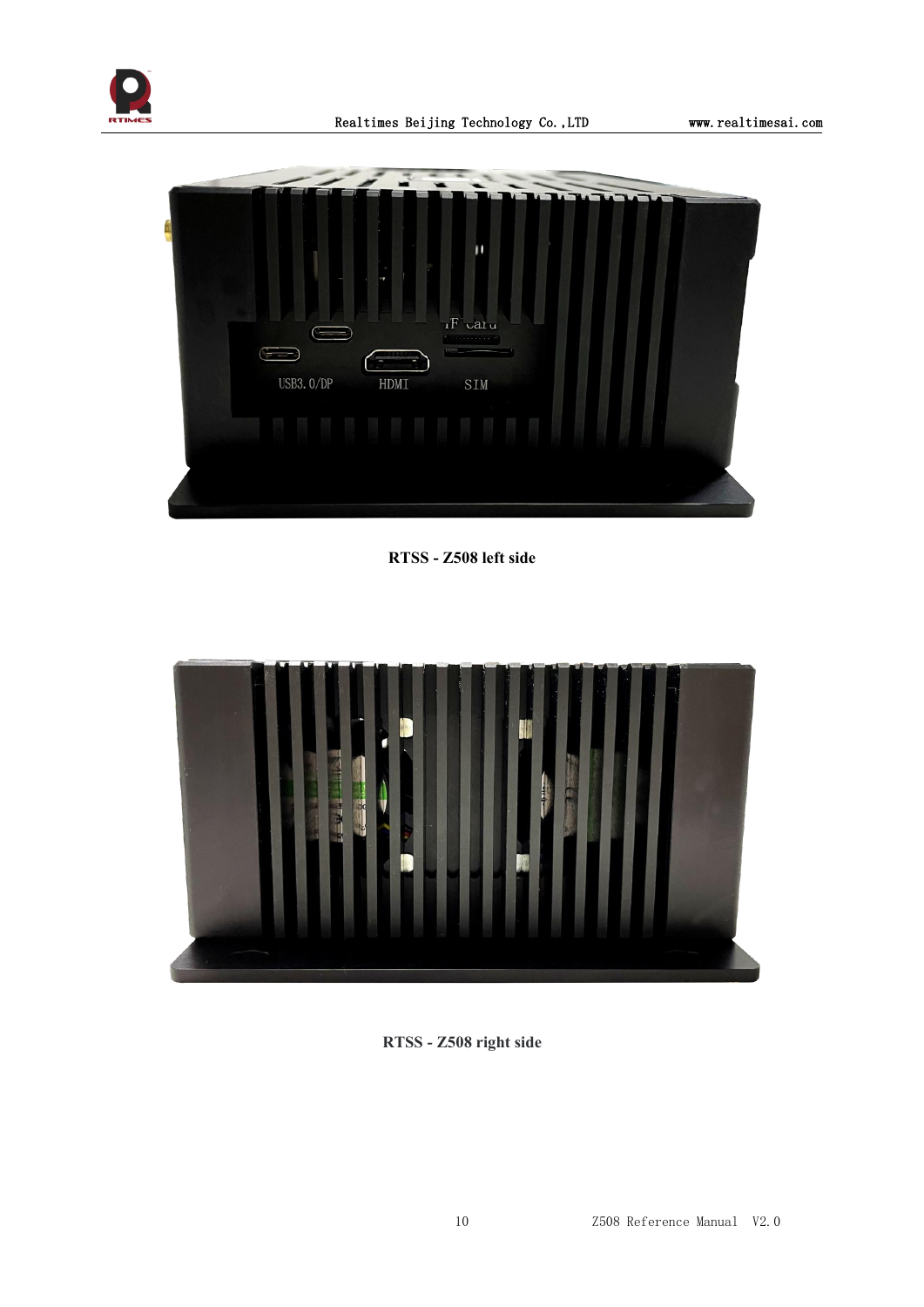RTSS - Z508 left side

RTSS - Z508 right side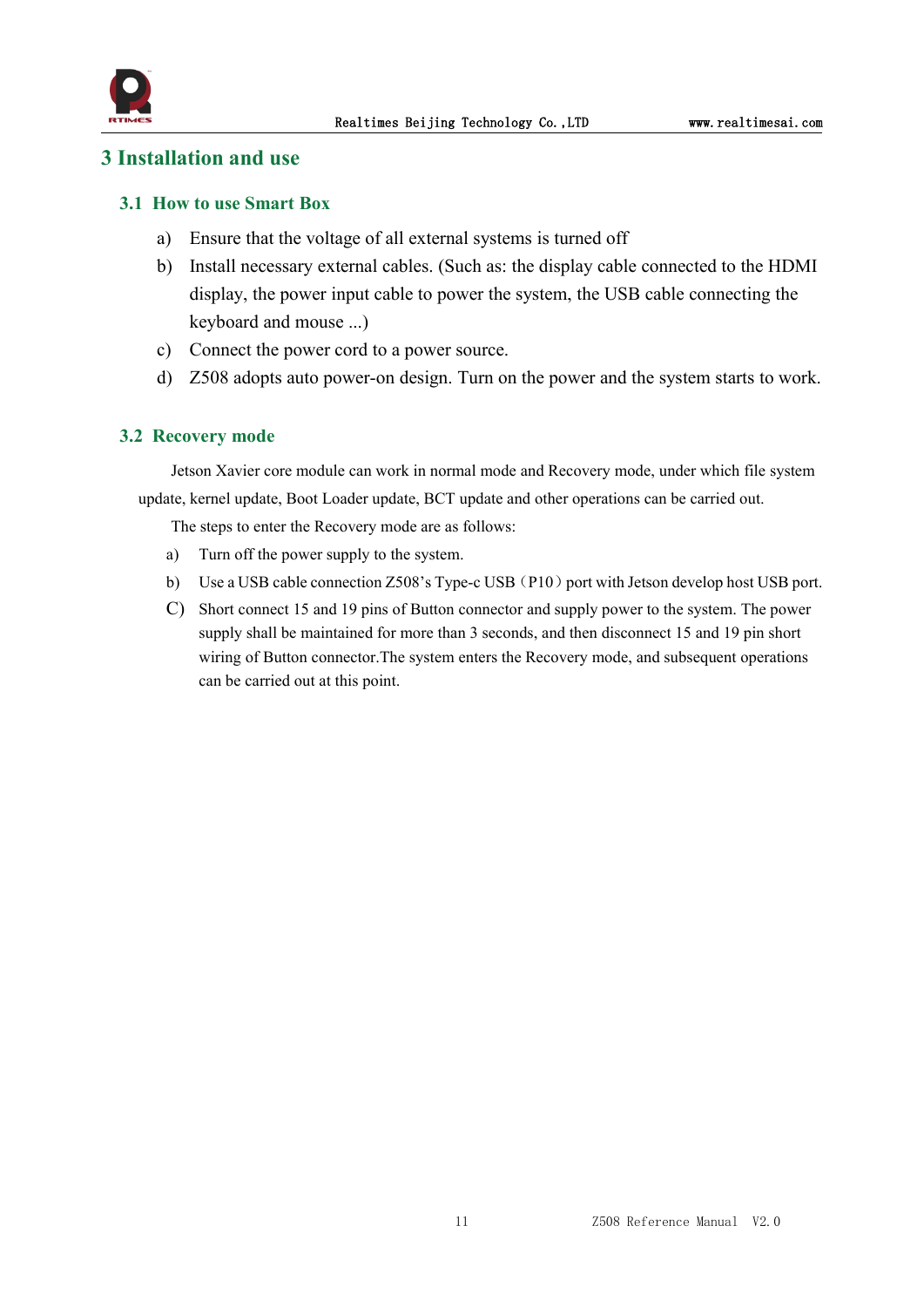# 3 Installation and use

## 3.1 How to use Smart Box

a) Ensure that the voltage of all external systems is turned off

b) Install necessary external cables. (Such as: the display cable connected to the HDMI display, the power input cable to power the system, the USB cable connecting the keyboard and mouse ...)

c) Connect the power cord to a power source.

d) Z508 adopts auto power-on design. Turn on the power and the system starts to work.

## 3.2 Recovery mode

Jetson Xavier core module can work in normal mode and Recovery mode, under which file system update, kernel update, Boot Loader update, BCT update and other operations can be carried out.

The steps to enter the Recovery mode are as follows:

a) Turn off the power supply to the system.

b) Use a USB cable connection Z508's Type-c USB（P10）port with Jetson develop host USB port.

C) Short connect 15 and 19 pins of Button connector and supply power to the system. The power supply shall be maintained for more than 3 seconds, and then disconnect 15 and 19 pin short wiring of Button connector.The system enters the Recovery mode, and subsequent operations can be carried out at this point.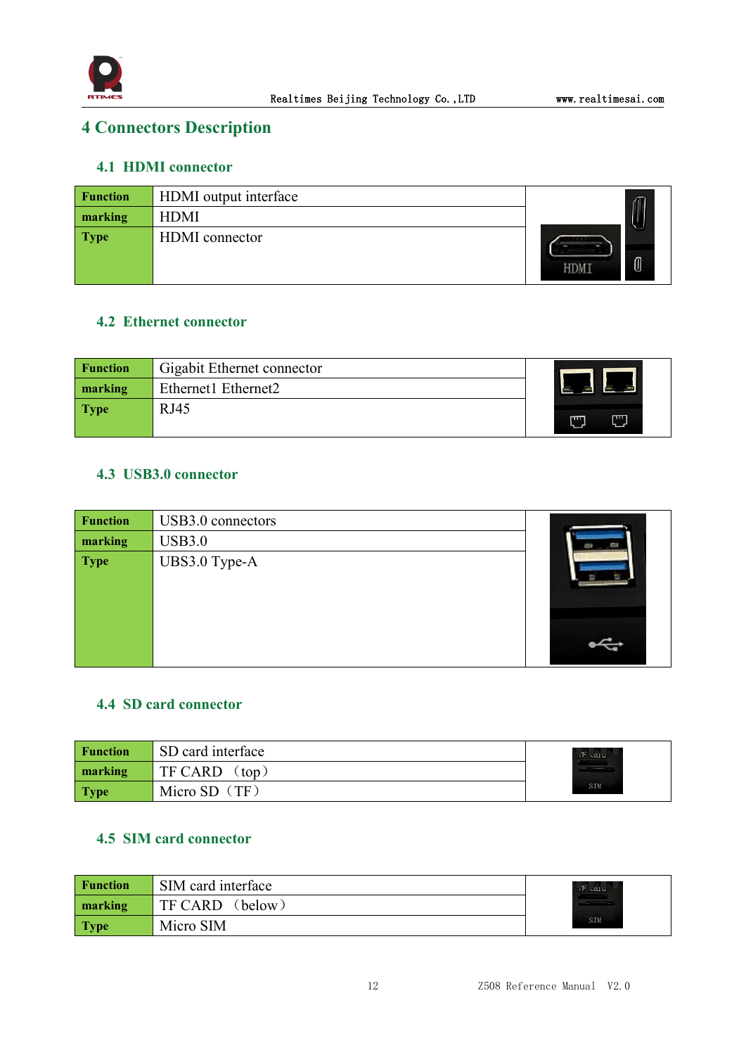# 4 Connectors Description

## 4.1 HDMI connector

| Function | HDMI output interface |
| --- | --- |
| marking | HDMI |
| Type | HDMI connector |

## 4.2 Ethernet connector

| Function | Gigabit Ethernet connector |
| --- | --- |
| marking | Ethernet1 Ethernet2 |
| Type | RJ45 |

## 4.3 USB3.0 connector

| Function | USB3.0 connectors |
| --- | --- |
| marking | USB3.0 |
| Type | UBS3.0 Type-A |

## 4.4 SD card connector

| Function | SD card interface |
| --- | --- |
| marking | TF CARD （top） |
| Type | Micro SD（TF） |

## 4.5 SIM card connector

| Function | SIM card interface |
| --- | --- |
| marking | TF CARD （below） |
| Type | Micro SIM |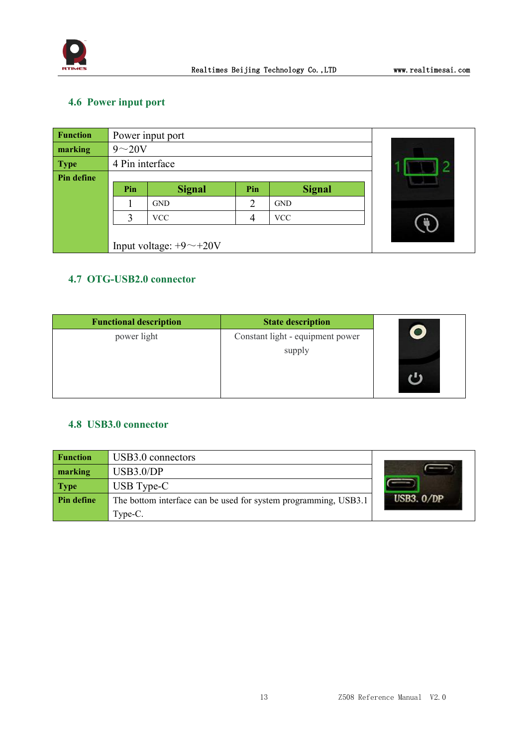### 4.6 Power input port

| Function | Power input port |
|---|---|
| marking | 9～20V |
| Type | 4 Pin interface |
| Pin define | <table><tr><th>Pin</th><th>Signal</th><th>Pin</th><th>Signal</th></tr><tr><td>1</td><td>GND</td><td>2</td><td>GND</td></tr><tr><td>3</td><td>VCC</td><td>4</td><td>VCC</td></tr></table> Input voltage: +9～+20V |

### 4.7 OTG-USB2.0 connector

| Functional description | State description |
|---|---|
| power light | Constant light - equipment power supply |

### 4.8 USB3.0 connector

| Function | USB3.0 connectors |
|---|---|
| marking | USB3.0/DP |
| Type | USB Type-C |
| Pin define | The bottom interface can be used for system programming, USB3.1 Type-C. |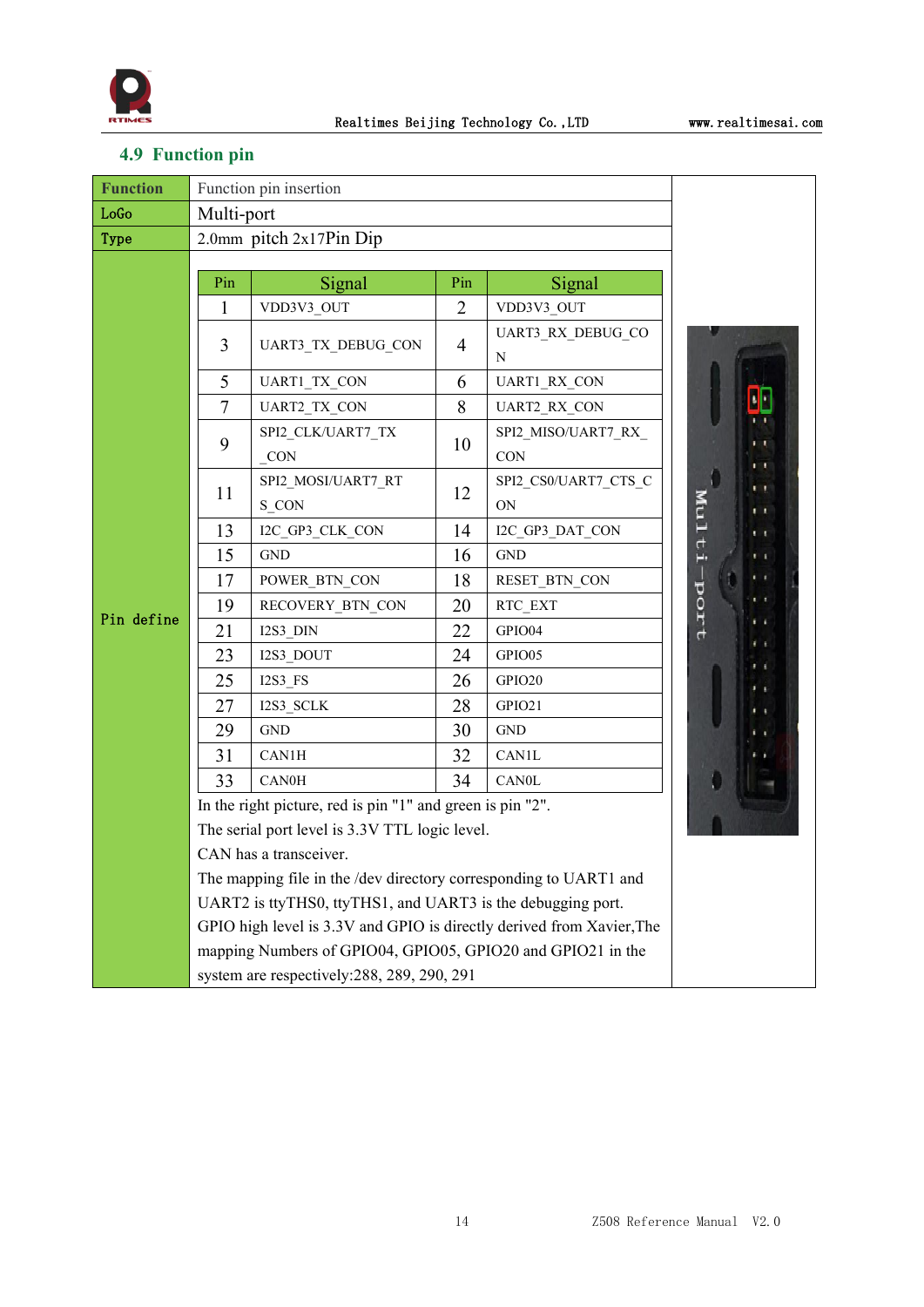## 4.9 Function pin

| Function | Function pin insertion |
|---|---|
| LoGo | Multi-port |
| Type | 2.0mm pitch 2x17Pin Dip |

**Pin define**

| Pin | Signal | Pin | Signal |
|---|---|---|---|
| 1 | VDD3V3_OUT | 2 | VDD3V3_OUT |
| 3 | UART3_TX_DEBUG_CON | 4 | UART3_RX_DEBUG_CON |
| 5 | UART1_TX_CON | 6 | UART1_RX_CON |
| 7 | UART2_TX_CON | 8 | UART2_RX_CON |
| 9 | SPI2_CLK/UART7_TX_CON | 10 | SPI2_MISO/UART7_RX_CON |
| 11 | SPI2_MOSI/UART7_RTS_CON | 12 | SPI2_CS0/UART7_CTS_CON |
| 13 | I2C_GP3_CLK_CON | 14 | I2C_GP3_DAT_CON |
| 15 | GND | 16 | GND |
| 17 | POWER_BTN_CON | 18 | RESET_BTN_CON |
| 19 | RECOVERY_BTN_CON | 20 | RTC_EXT |
| 21 | I2S3_DIN | 22 | GPIO04 |
| 23 | I2S3_DOUT | 24 | GPIO05 |
| 25 | I2S3_FS | 26 | GPIO20 |
| 27 | I2S3_SCLK | 28 | GPIO21 |
| 29 | GND | 30 | GND |
| 31 | CAN1H | 32 | CAN1L |
| 33 | CAN0H | 34 | CAN0L |

In the right picture, red is pin "1" and green is pin "2".
The serial port level is 3.3V TTL logic level.
CAN has a transceiver.
The mapping file in the /dev directory corresponding to UART1 and UART2 is ttyTHS0, ttyTHS1, and UART3 is the debugging port.
GPIO high level is 3.3V and GPIO is directly derived from Xavier,The mapping Numbers of GPIO04, GPIO05, GPIO20 and GPIO21 in the system are respectively:288, 289, 290, 291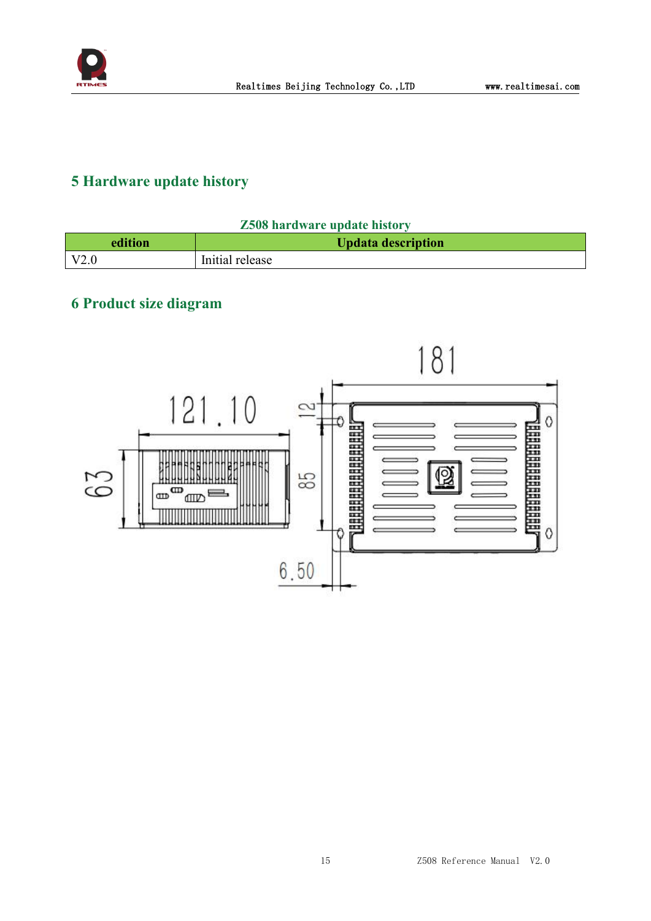## 5 Hardware update history

Z508 hardware update history

| edition | Updata description |
| --- | --- |
| V2.0 | Initial release |

## 6 Product size diagram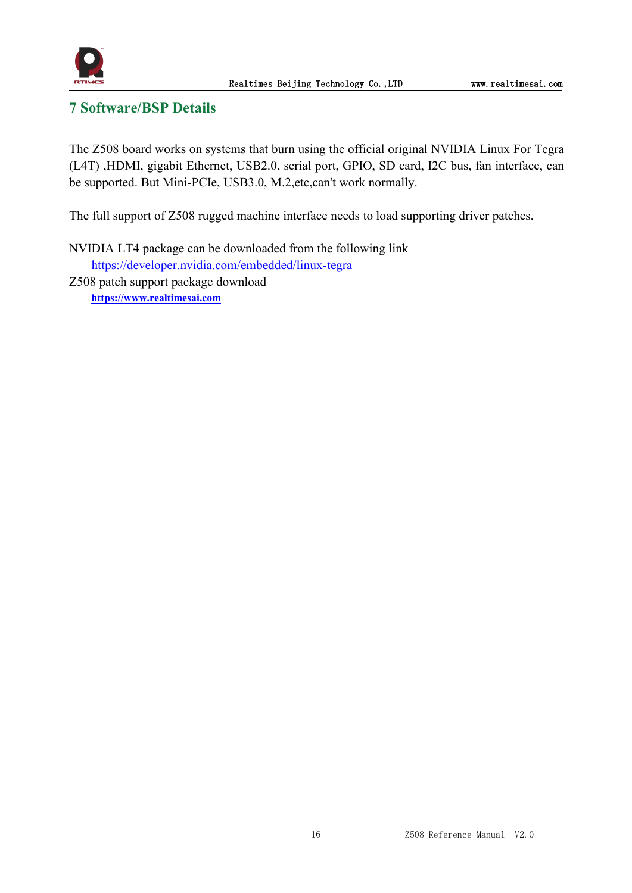## 7 Software/BSP Details

The Z508 board works on systems that burn using the official original NVIDIA Linux For Tegra (L4T) ,HDMI, gigabit Ethernet, USB2.0, serial port, GPIO, SD card, I2C bus, fan interface, can be supported. But Mini-PCIe, USB3.0, M.2,etc,can't work normally.

The full support of Z508 rugged machine interface needs to load supporting driver patches.

NVIDIA LT4 package can be downloaded from the following link

https://developer.nvidia.com/embedded/linux-tegra

Z508 patch support package download

**https://www.realtimesai.com**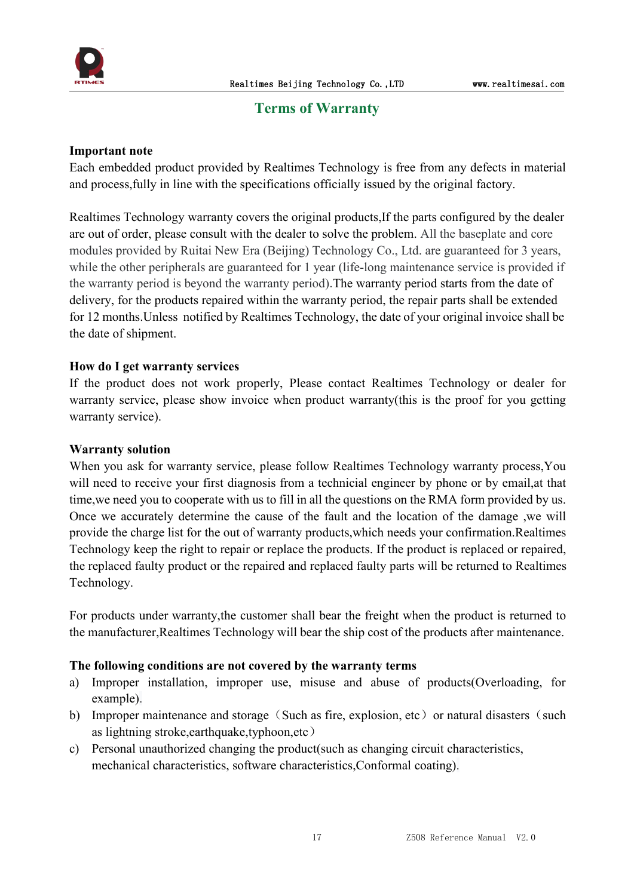## Terms of Warranty

**Important note**

Each embedded product provided by Realtimes Technology is free from any defects in material and process,fully in line with the specifications officially issued by the original factory.

Realtimes Technology warranty covers the original products,If the parts configured by the dealer are out of order, please consult with the dealer to solve the problem. All the baseplate and core modules provided by Ruitai New Era (Beijing) Technology Co., Ltd. are guaranteed for 3 years, while the other peripherals are guaranteed for 1 year (life-long maintenance service is provided if the warranty period is beyond the warranty period).The warranty period starts from the date of delivery, for the products repaired within the warranty period, the repair parts shall be extended for 12 months.Unless notified by Realtimes Technology, the date of your original invoice shall be the date of shipment.

**How do I get warranty services**

If the product does not work properly, Please contact Realtimes Technology or dealer for warranty service, please show invoice when product warranty(this is the proof for you getting warranty service).

**Warranty solution**

When you ask for warranty service, please follow Realtimes Technology warranty process,You will need to receive your first diagnosis from a technicial engineer by phone or by email,at that time,we need you to cooperate with us to fill in all the questions on the RMA form provided by us. Once we accurately determine the cause of the fault and the location of the damage ,we will provide the charge list for the out of warranty products,which needs your confirmation.Realtimes Technology keep the right to repair or replace the products. If the product is replaced or repaired, the replaced faulty product or the repaired and replaced faulty parts will be returned to Realtimes Technology.

For products under warranty,the customer shall bear the freight when the product is returned to the manufacturer,Realtimes Technology will bear the ship cost of the products after maintenance.

**The following conditions are not covered by the warranty terms**

a) Improper installation, improper use, misuse and abuse of products(Overloading, for example).
b) Improper maintenance and storage（Such as fire, explosion, etc）or natural disasters（such as lightning stroke,earthquake,typhoon,etc）
c) Personal unauthorized changing the product(such as changing circuit characteristics, mechanical characteristics, software characteristics,Conformal coating).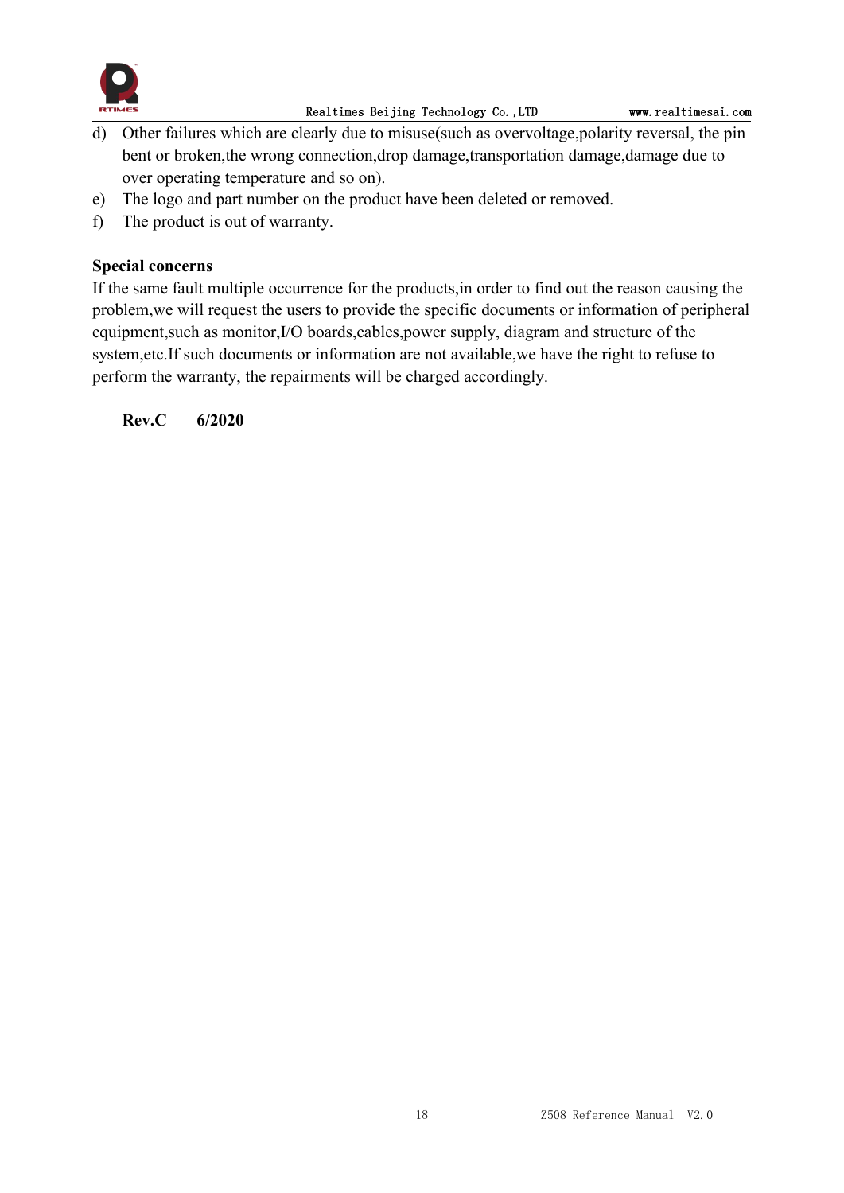d) Other failures which are clearly due to misuse(such as overvoltage,polarity reversal, the pin bent or broken,the wrong connection,drop damage,transportation damage,damage due to over operating temperature and so on).
e) The logo and part number on the product have been deleted or removed.
f) The product is out of warranty.

**Special concerns**

If the same fault multiple occurrence for the products,in order to find out the reason causing the problem,we will request the users to provide the specific documents or information of peripheral equipment,such as monitor,I/O boards,cables,power supply, diagram and structure of the system,etc.If such documents or information are not available,we have the right to refuse to perform the warranty, the repairments will be charged accordingly.

**Rev.C 6/2020**